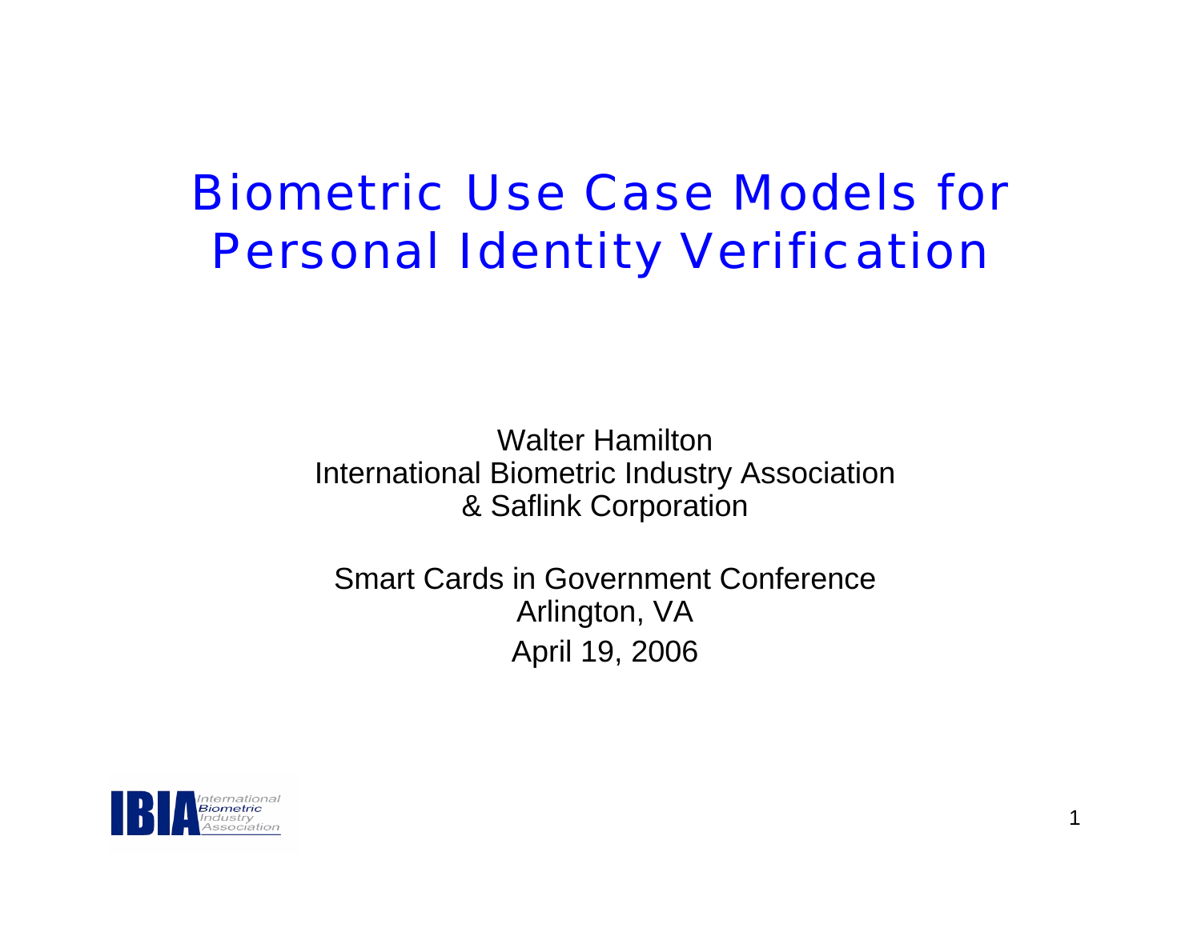# Biometric Use Case Models for Personal Identity Verification

Walter Hamilton
International Biometric Industry Association
& Saflink Corporation

Smart Cards in Government Conference
Arlington, VA
April 19, 2006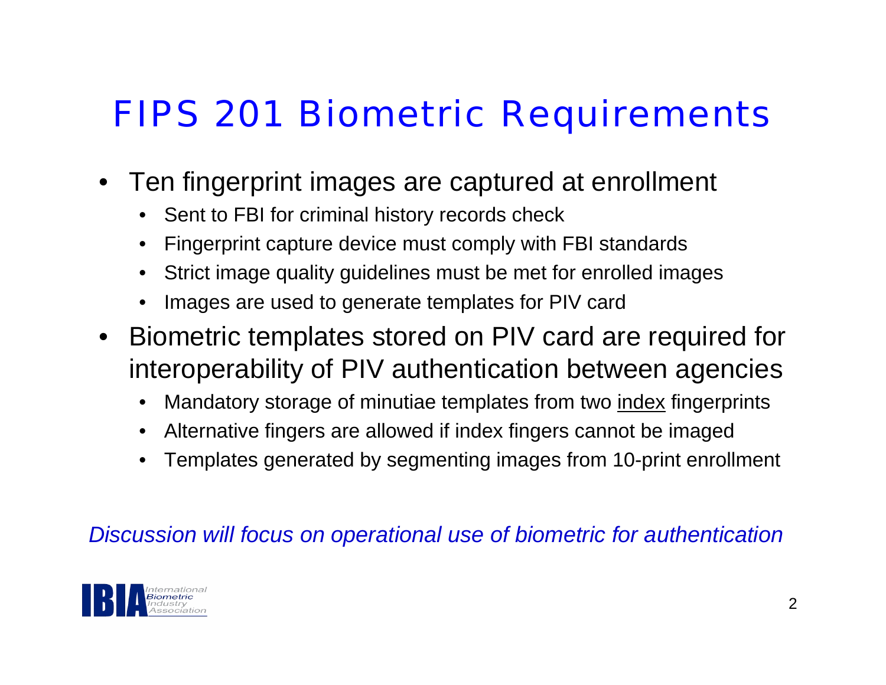# FIPS 201 Biometric Requirements

- Ten fingerprint images are captured at enrollment
  - Sent to FBI for criminal history records check
  - Fingerprint capture device must comply with FBI standards
  - Strict image quality guidelines must be met for enrolled images
  - Images are used to generate templates for PIV card
- Biometric templates stored on PIV card are required for interoperability of PIV authentication between agencies
  - Mandatory storage of minutiae templates from two <u>index</u> fingerprints
  - Alternative fingers are allowed if index fingers cannot be imaged
  - Templates generated by segmenting images from 10-print enrollment

*Discussion will focus on operational use of biometric for authentication*

IBIA International Biometric Industry Association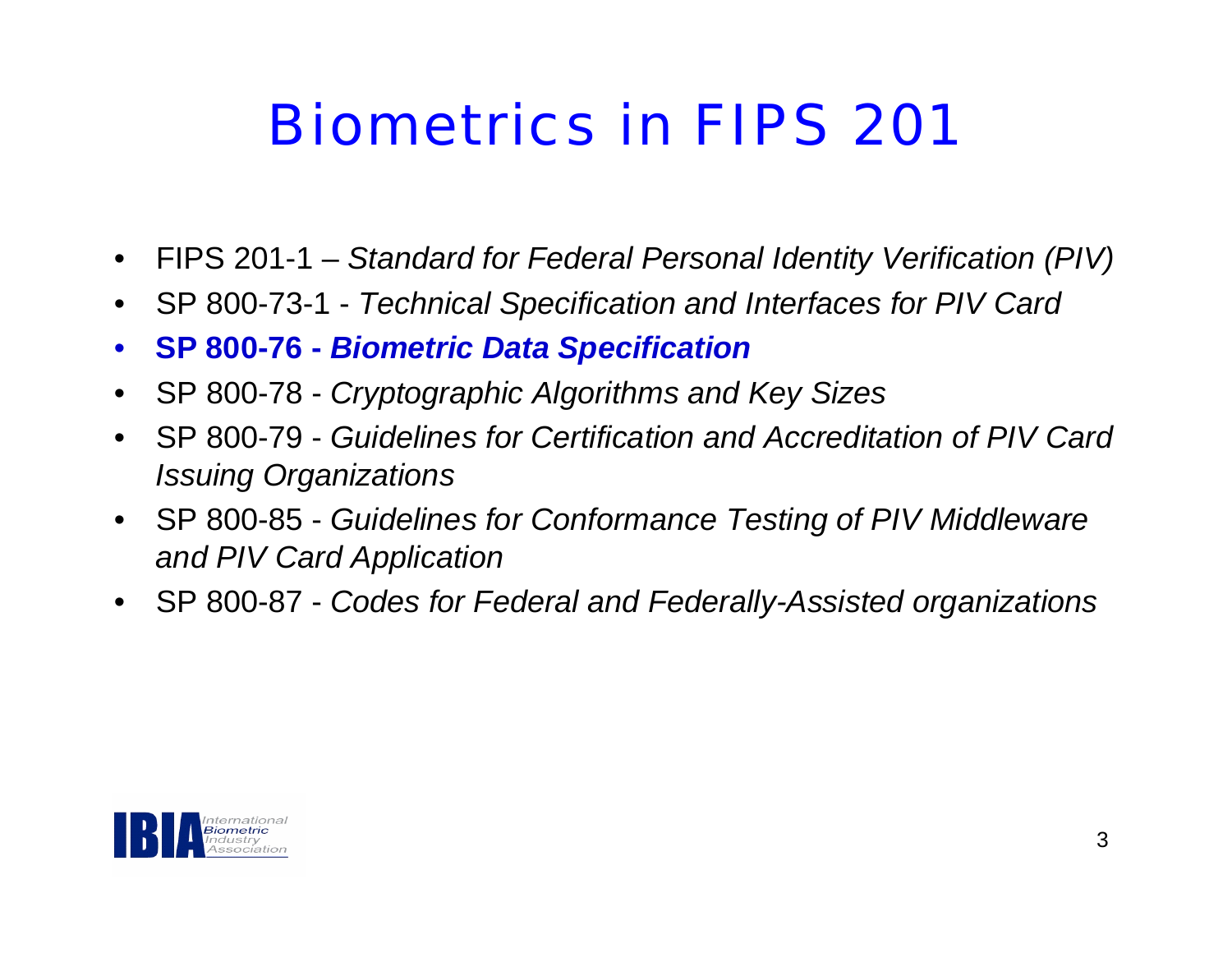# Biometrics in FIPS 201

- FIPS 201-1 – *Standard for Federal Personal Identity Verification (PIV)*
- SP 800-73-1 - *Technical Specification and Interfaces for PIV Card*
- **SP 800-76 - *Biometric Data Specification***
- SP 800-78 - *Cryptographic Algorithms and Key Sizes*
- SP 800-79 - *Guidelines for Certification and Accreditation of PIV Card Issuing Organizations*
- SP 800-85 - *Guidelines for Conformance Testing of PIV Middleware and PIV Card Application*
- SP 800-87 - *Codes for Federal and Federally-Assisted organizations*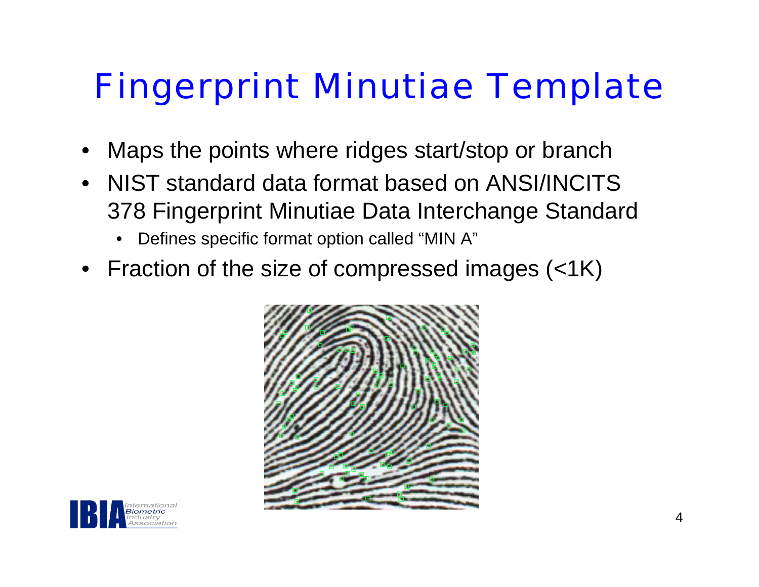# Fingerprint Minutiae Template

- Maps the points where ridges start/stop or branch
- NIST standard data format based on ANSI/INCITS 378 Fingerprint Minutiae Data Interchange Standard
  - Defines specific format option called “MIN A”
- Fraction of the size of compressed images (<1K)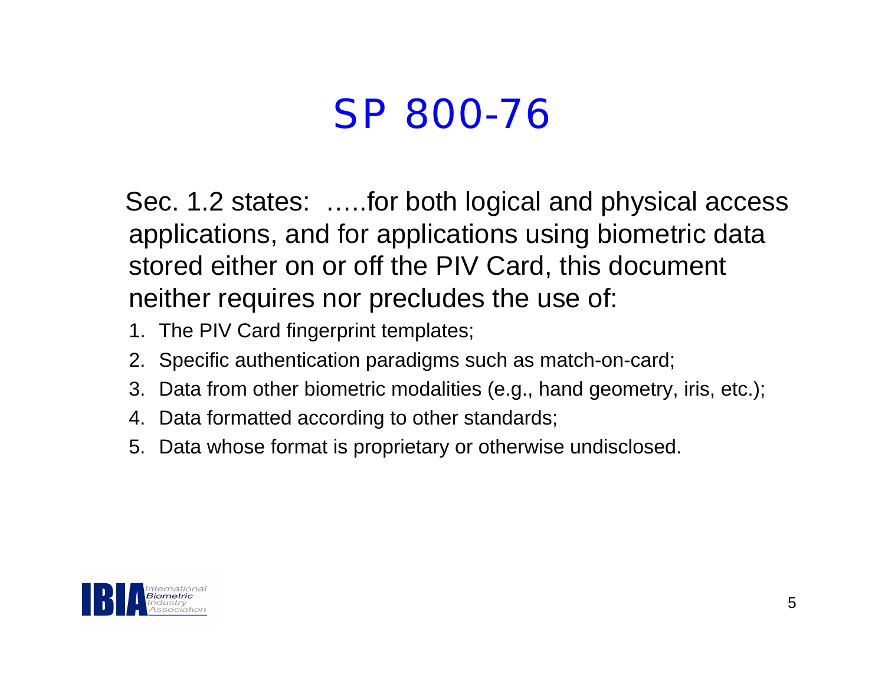# SP 800-76

Sec. 1.2 states: …..for both logical and physical access applications, and for applications using biometric data stored either on or off the PIV Card, this document neither requires nor precludes the use of:

1. The PIV Card fingerprint templates;
2. Specific authentication paradigms such as match-on-card;
3. Data from other biometric modalities (e.g., hand geometry, iris, etc.);
4. Data formatted according to other standards;
5. Data whose format is proprietary or otherwise undisclosed.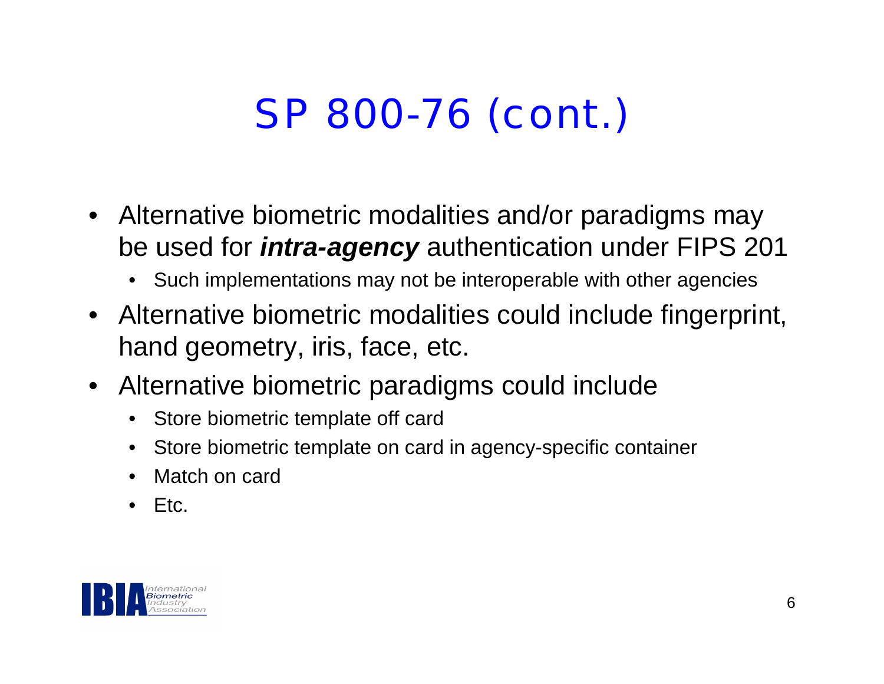# SP 800-76 (cont.)

- Alternative biometric modalities and/or paradigms may be used for ***intra-agency*** authentication under FIPS 201
  - Such implementations may not be interoperable with other agencies
- Alternative biometric modalities could include fingerprint, hand geometry, iris, face, etc.
- Alternative biometric paradigms could include
  - Store biometric template off card
  - Store biometric template on card in agency-specific container
  - Match on card
  - Etc.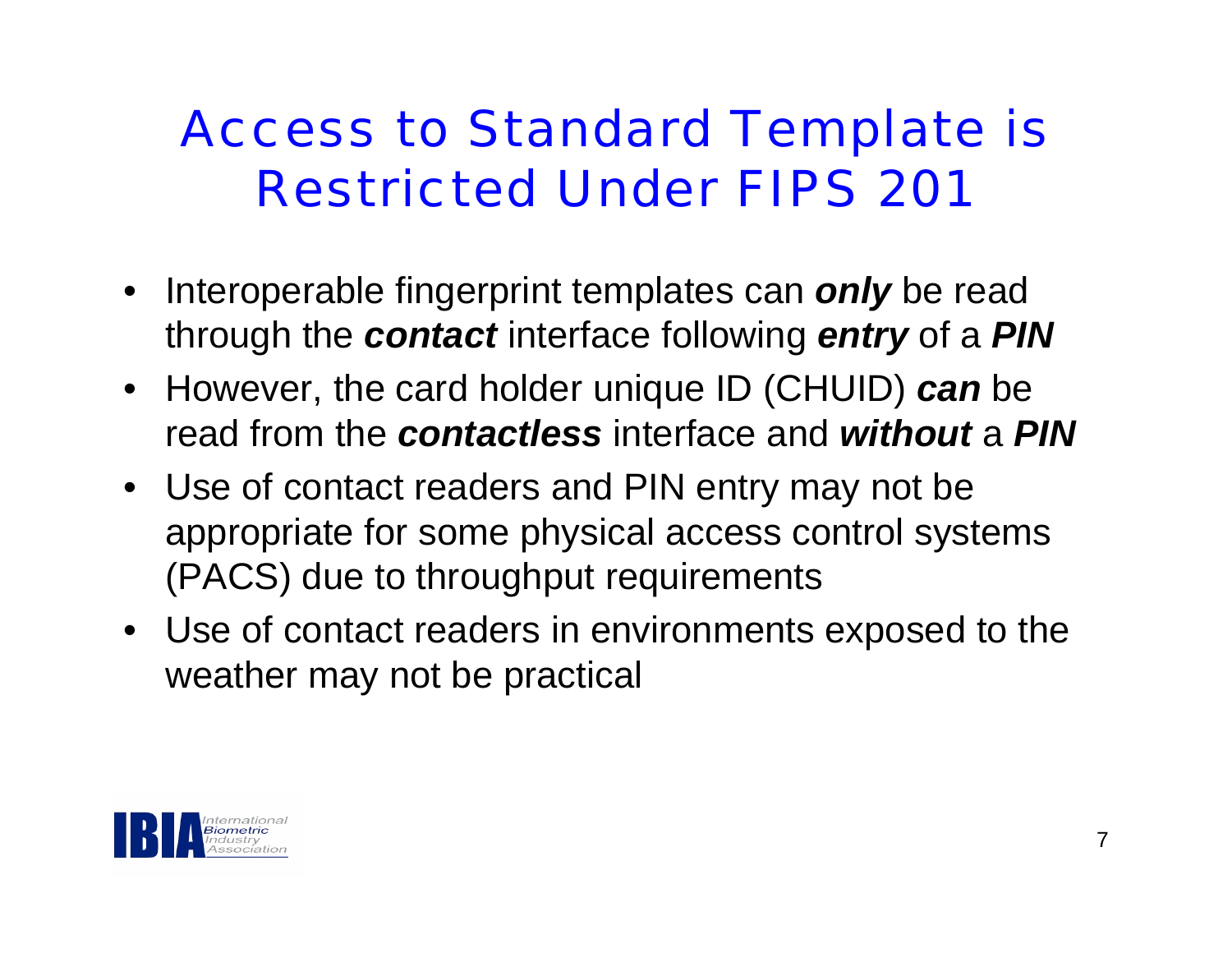# Access to Standard Template is Restricted Under FIPS 201

- Interoperable fingerprint templates can ***only*** be read through the ***contact*** interface following ***entry*** of a ***PIN***
- However, the card holder unique ID (CHUID) ***can*** be read from the ***contactless*** interface and ***without*** a ***PIN***
- Use of contact readers and PIN entry may not be appropriate for some physical access control systems (PACS) due to throughput requirements
- Use of contact readers in environments exposed to the weather may not be practical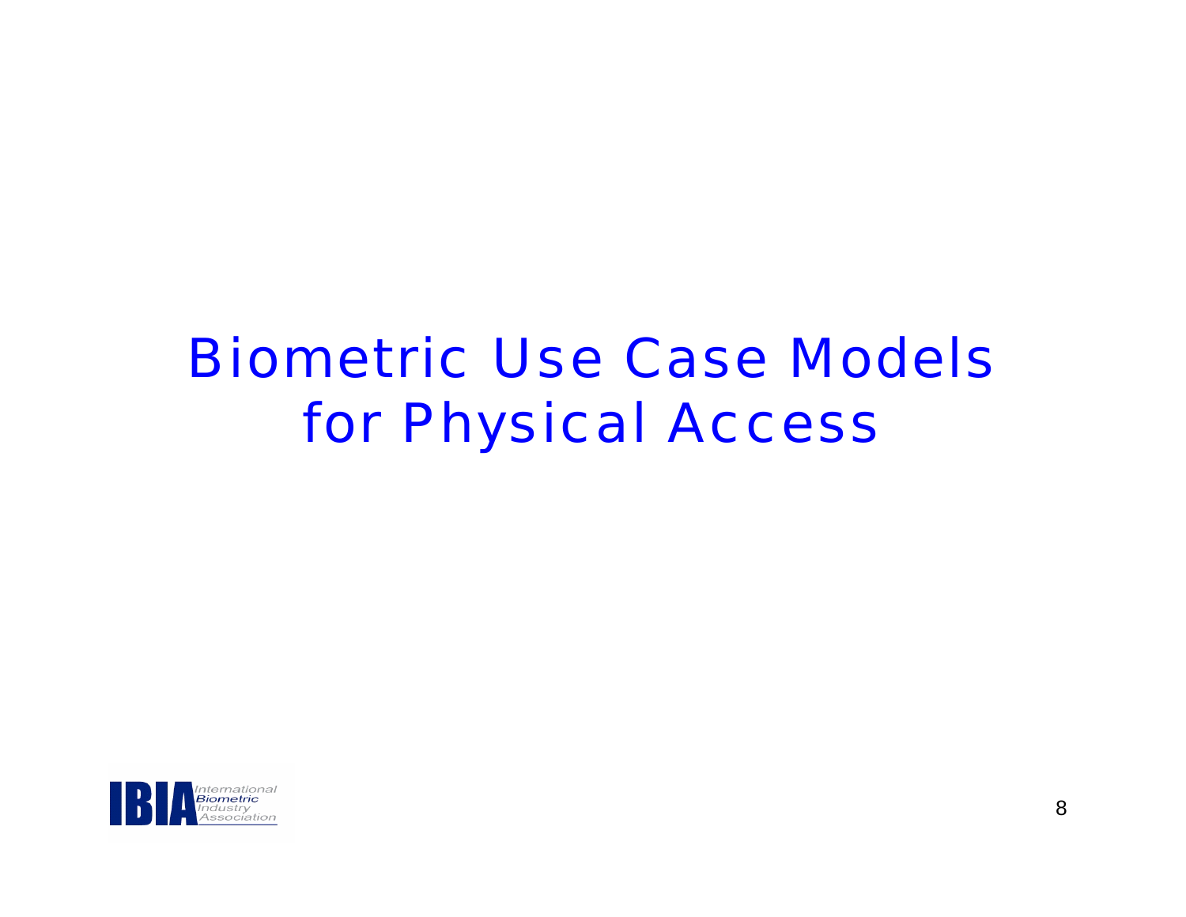# Biometric Use Case Models for Physical Access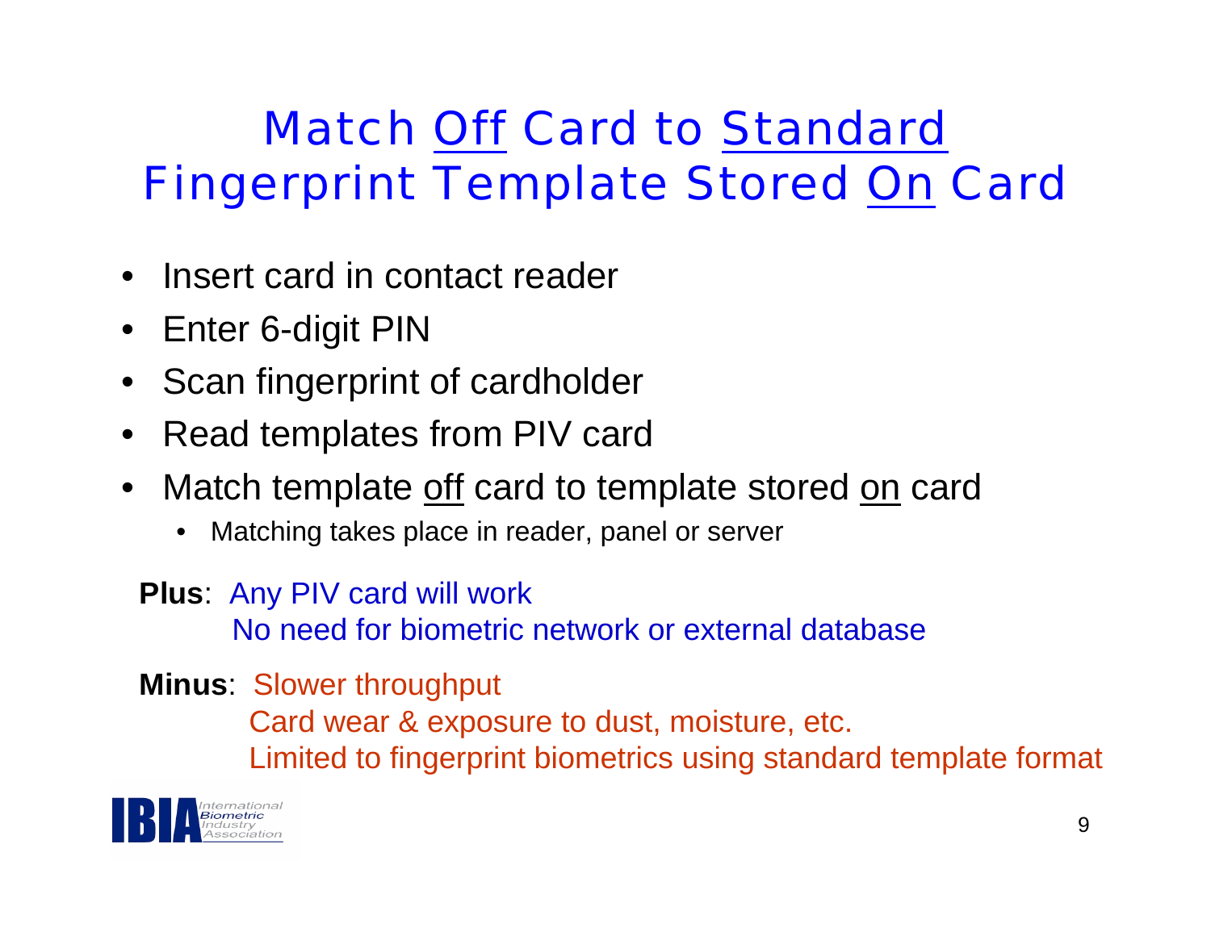# Match Off Card to Standard Fingerprint Template Stored On Card

- Insert card in contact reader
- Enter 6-digit PIN
- Scan fingerprint of cardholder
- Read templates from PIV card
- Match template off card to template stored on card
  - Matching takes place in reader, panel or server

**Plus**: Any PIV card will work
No need for biometric network or external database

**Minus**: Slower throughput
Card wear & exposure to dust, moisture, etc.
Limited to fingerprint biometrics using standard template format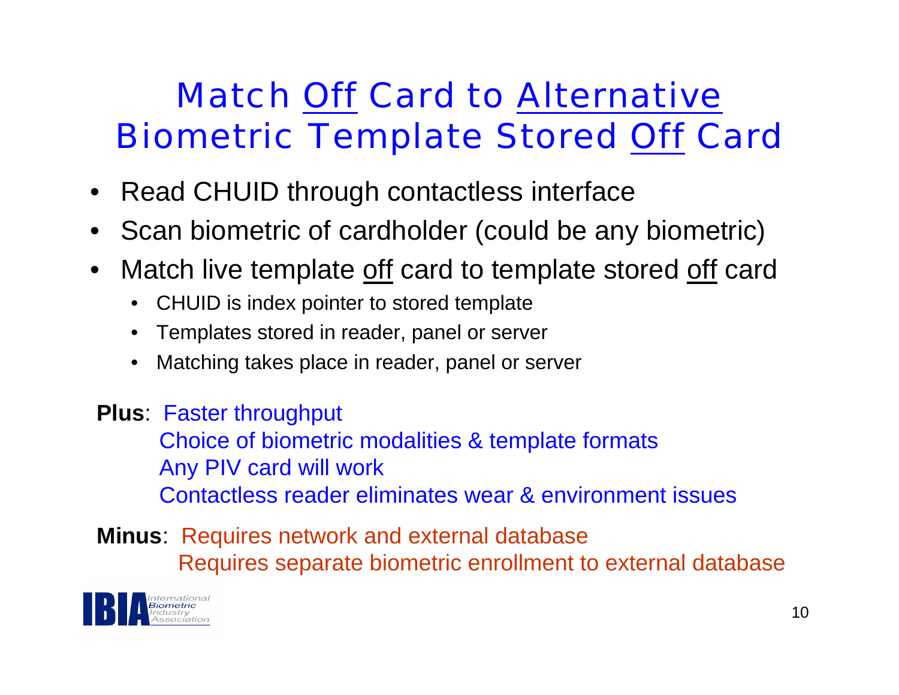# Match Off Card to Alternative Biometric Template Stored Off Card

- Read CHUID through contactless interface
- Scan biometric of cardholder (could be any biometric)
- Match live template off card to template stored off card
  - CHUID is index pointer to stored template
  - Templates stored in reader, panel or server
  - Matching takes place in reader, panel or server

**Plus**: Faster throughput
Choice of biometric modalities & template formats
Any PIV card will work
Contactless reader eliminates wear & environment issues

**Minus**: Requires network and external database
Requires separate biometric enrollment to external database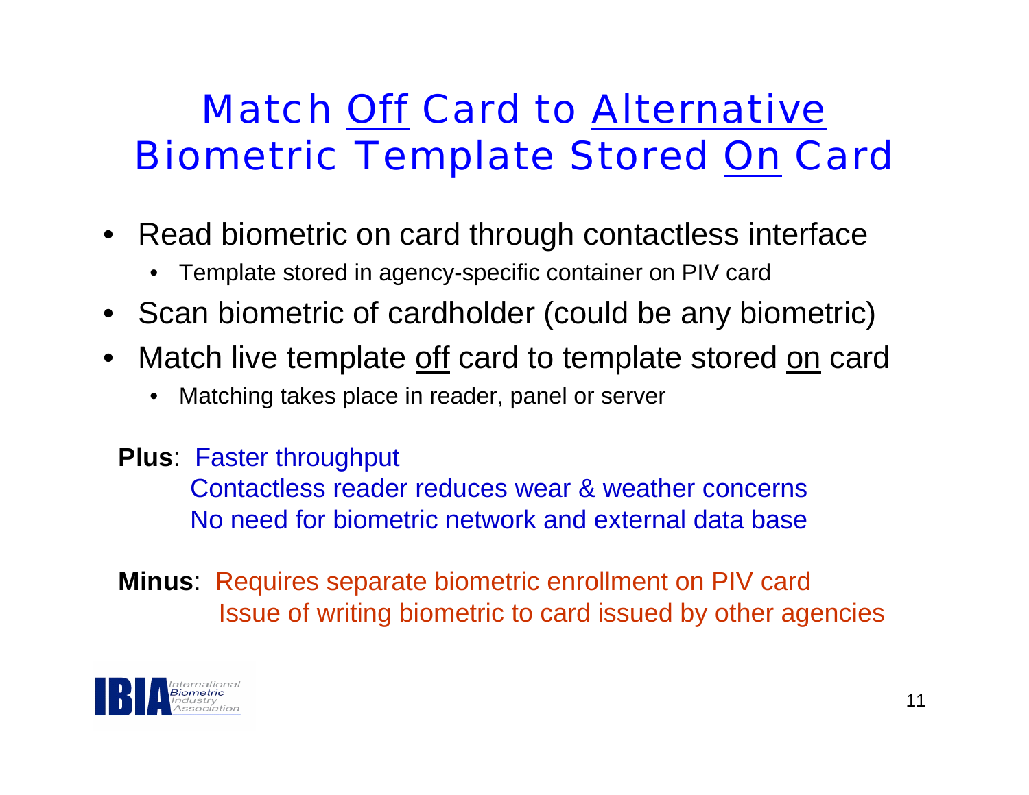# Match <u>Off</u> Card to <u>Alternative</u> Biometric Template Stored <u>On</u> Card

- Read biometric on card through contactless interface
  - Template stored in agency-specific container on PIV card
- Scan biometric of cardholder (could be any biometric)
- Match live template <u>off</u> card to template stored <u>on</u> card
  - Matching takes place in reader, panel or server

**Plus**: Faster throughput
Contactless reader reduces wear & weather concerns
No need for biometric network and external data base

**Minus**: Requires separate biometric enrollment on PIV card
Issue of writing biometric to card issued by other agencies

IBIA International Biometric Industry Association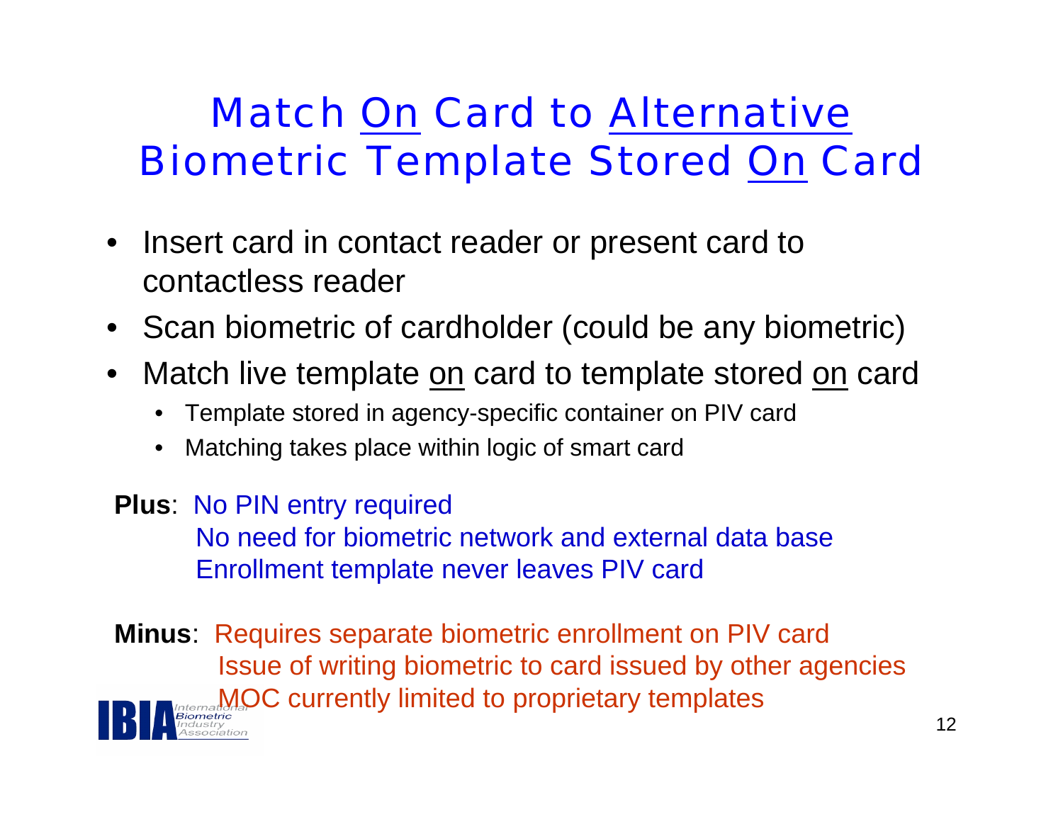# Match On Card to Alternative Biometric Template Stored On Card

- Insert card in contact reader or present card to contactless reader
- Scan biometric of cardholder (could be any biometric)
- Match live template on card to template stored on card
  - Template stored in agency-specific container on PIV card
  - Matching takes place within logic of smart card

**Plus**: No PIN entry required
No need for biometric network and external data base
Enrollment template never leaves PIV card

**Minus**: Requires separate biometric enrollment on PIV card
Issue of writing biometric to card issued by other agencies
MOC currently limited to proprietary templates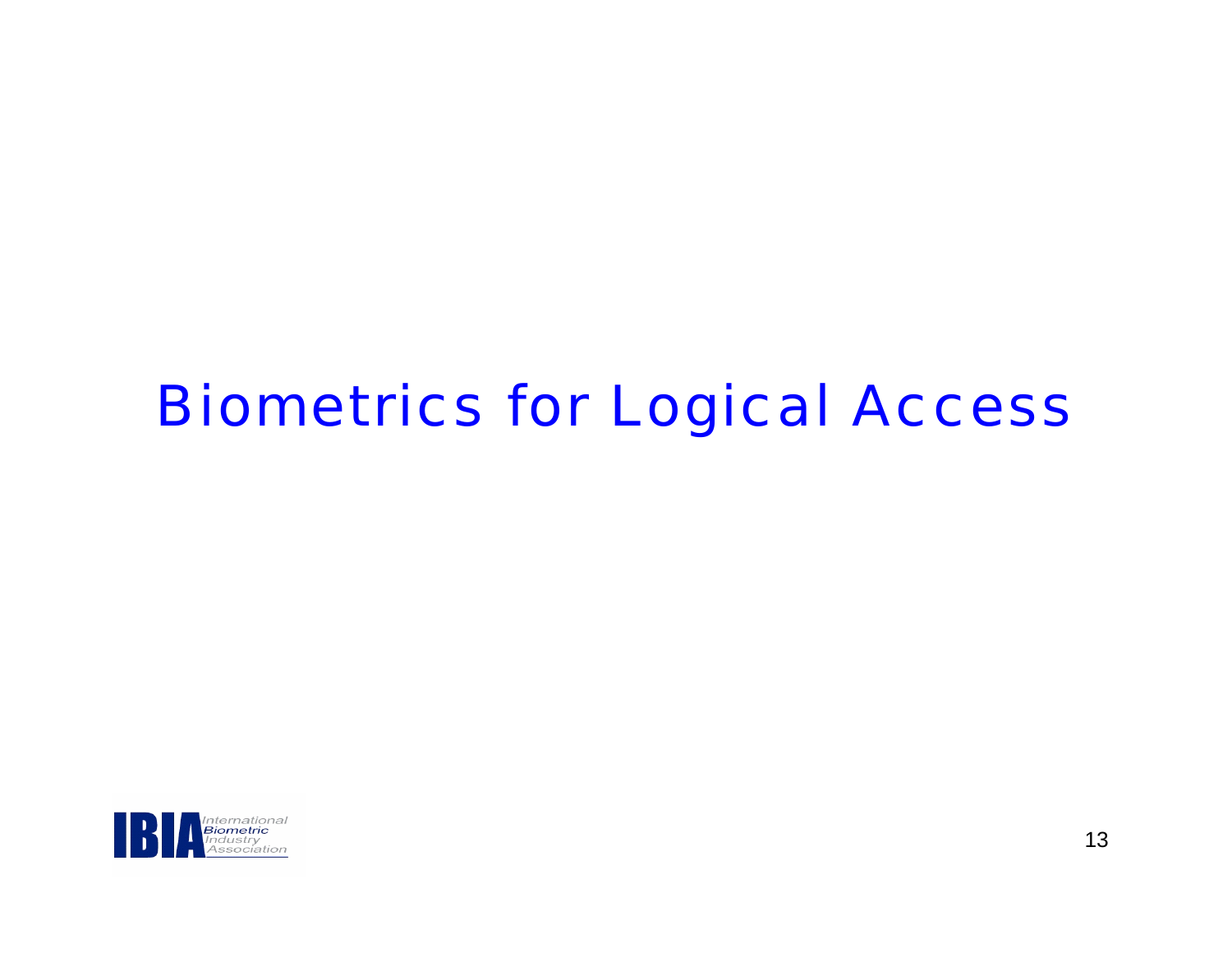# Biometrics for Logical Access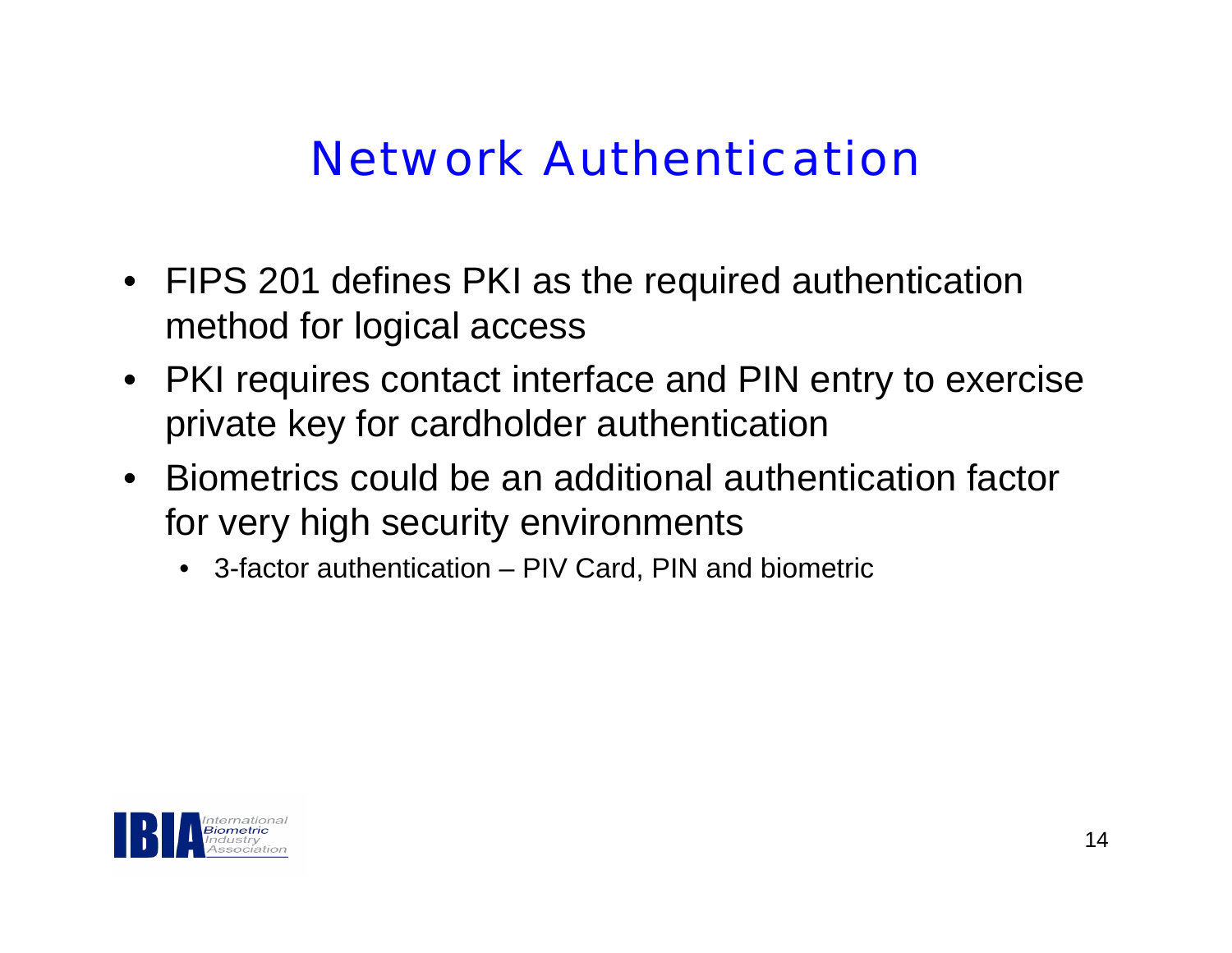# Network Authentication

- FIPS 201 defines PKI as the required authentication method for logical access
- PKI requires contact interface and PIN entry to exercise private key for cardholder authentication
- Biometrics could be an additional authentication factor for very high security environments
  - 3-factor authentication – PIV Card, PIN and biometric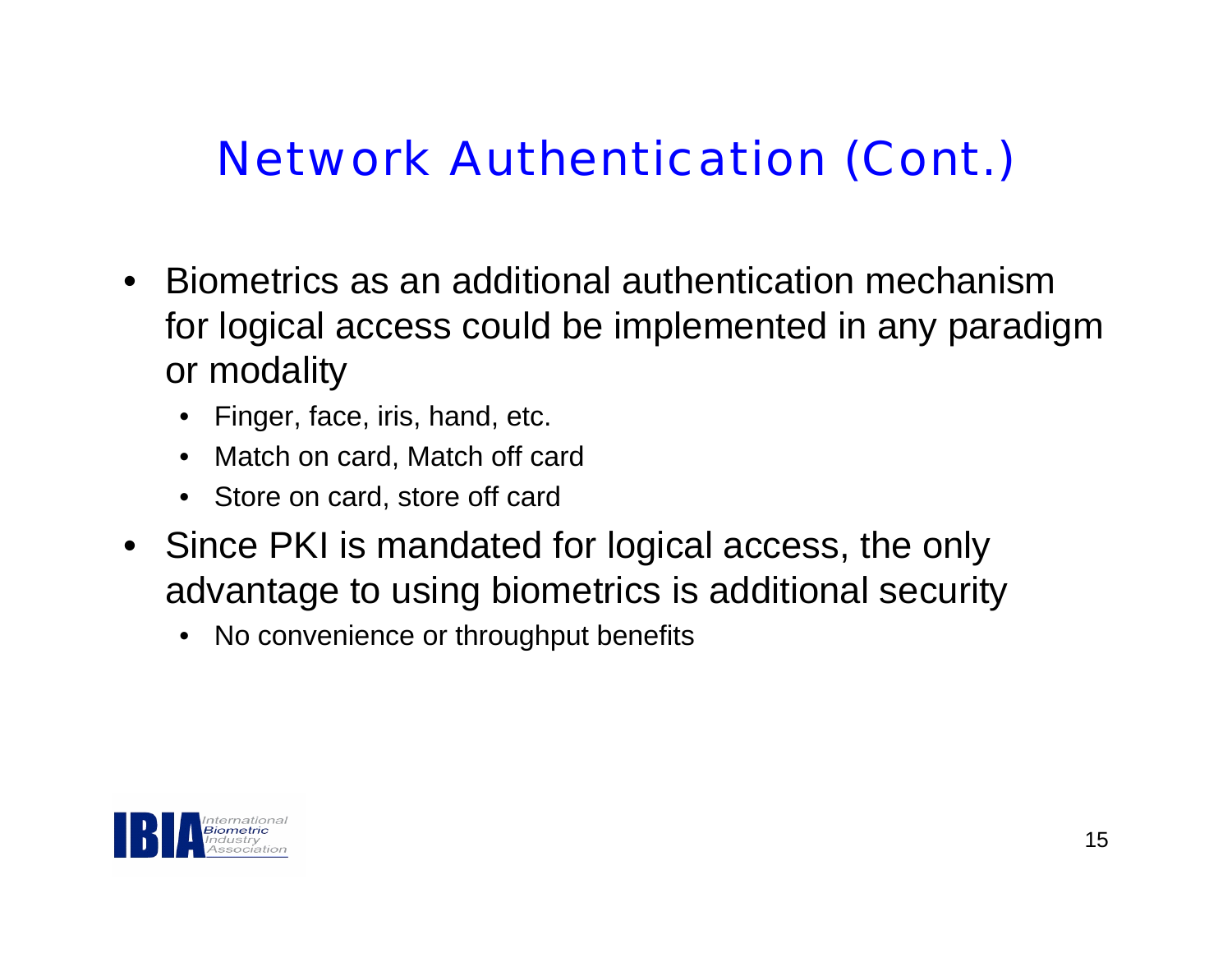# Network Authentication (Cont.)

- Biometrics as an additional authentication mechanism for logical access could be implemented in any paradigm or modality
  - Finger, face, iris, hand, etc.
  - Match on card, Match off card
  - Store on card, store off card
- Since PKI is mandated for logical access, the only advantage to using biometrics is additional security
  - No convenience or throughput benefits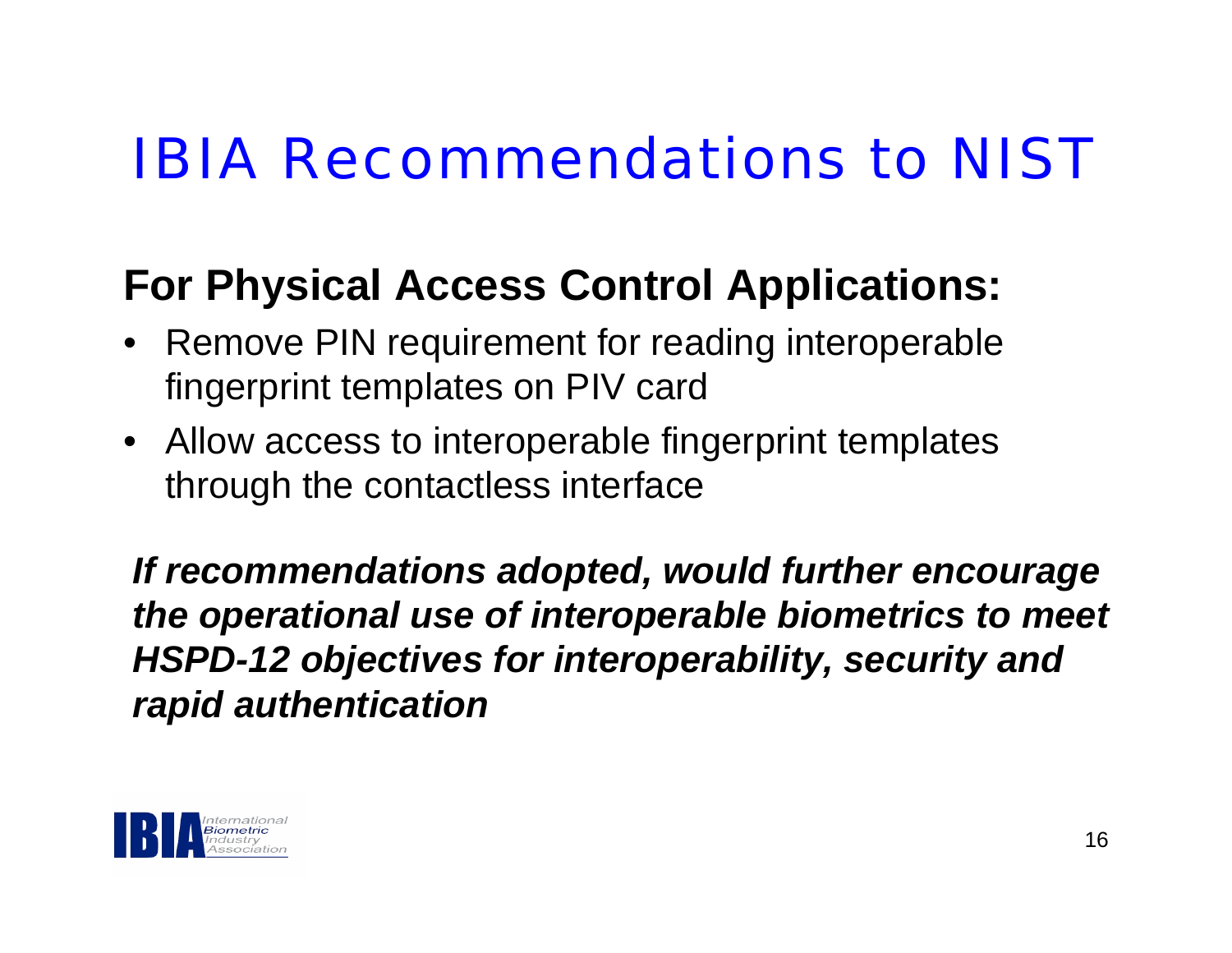# IBIA Recommendations to NIST

## For Physical Access Control Applications:

- Remove PIN requirement for reading interoperable fingerprint templates on PIV card
- Allow access to interoperable fingerprint templates through the contactless interface

***If recommendations adopted, would further encourage the operational use of interoperable biometrics to meet HSPD-12 objectives for interoperability, security and rapid authentication***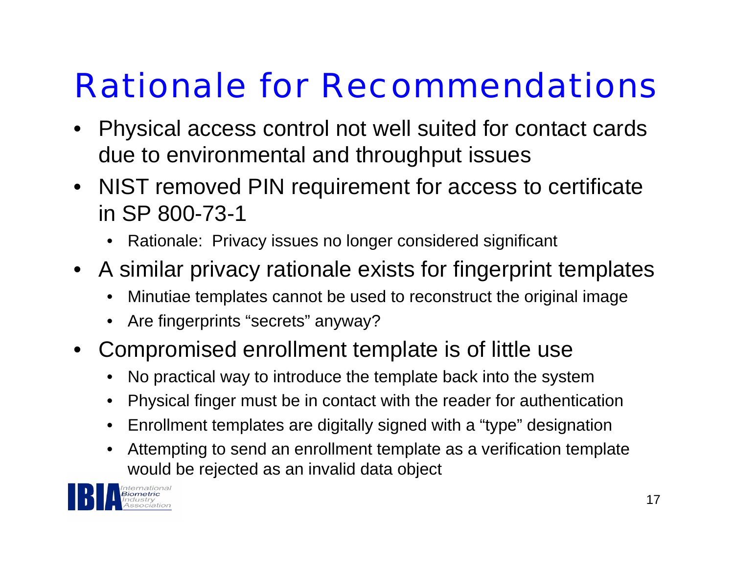# Rationale for Recommendations

- Physical access control not well suited for contact cards due to environmental and throughput issues
- NIST removed PIN requirement for access to certificate in SP 800-73-1
  - Rationale: Privacy issues no longer considered significant
- A similar privacy rationale exists for fingerprint templates
  - Minutiae templates cannot be used to reconstruct the original image
  - Are fingerprints "secrets" anyway?
- Compromised enrollment template is of little use
  - No practical way to introduce the template back into the system
  - Physical finger must be in contact with the reader for authentication
  - Enrollment templates are digitally signed with a "type" designation
  - Attempting to send an enrollment template as a verification template would be rejected as an invalid data object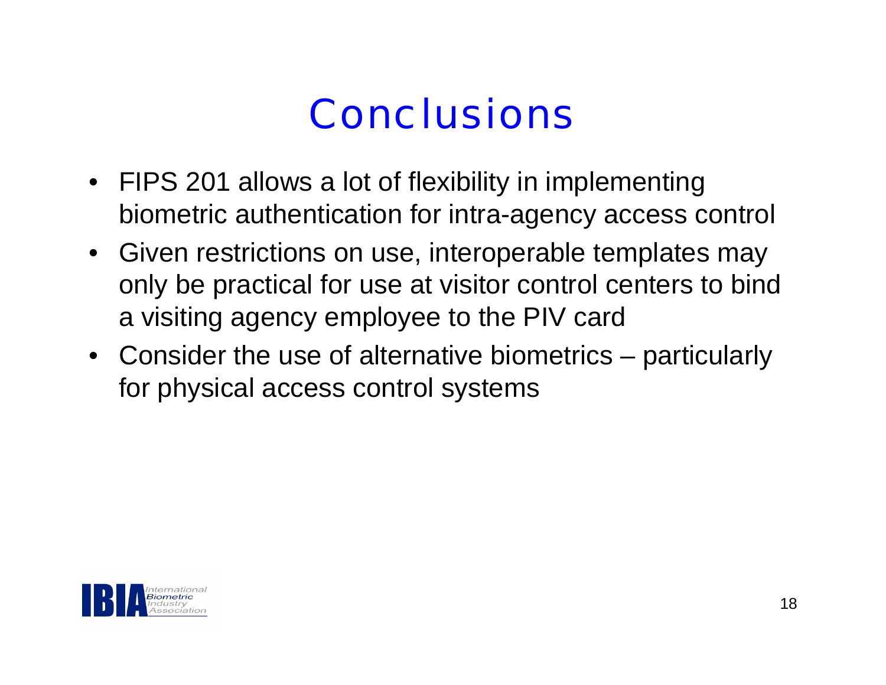# Conclusions

- FIPS 201 allows a lot of flexibility in implementing biometric authentication for intra-agency access control
- Given restrictions on use, interoperable templates may only be practical for use at visitor control centers to bind a visiting agency employee to the PIV card
- Consider the use of alternative biometrics – particularly for physical access control systems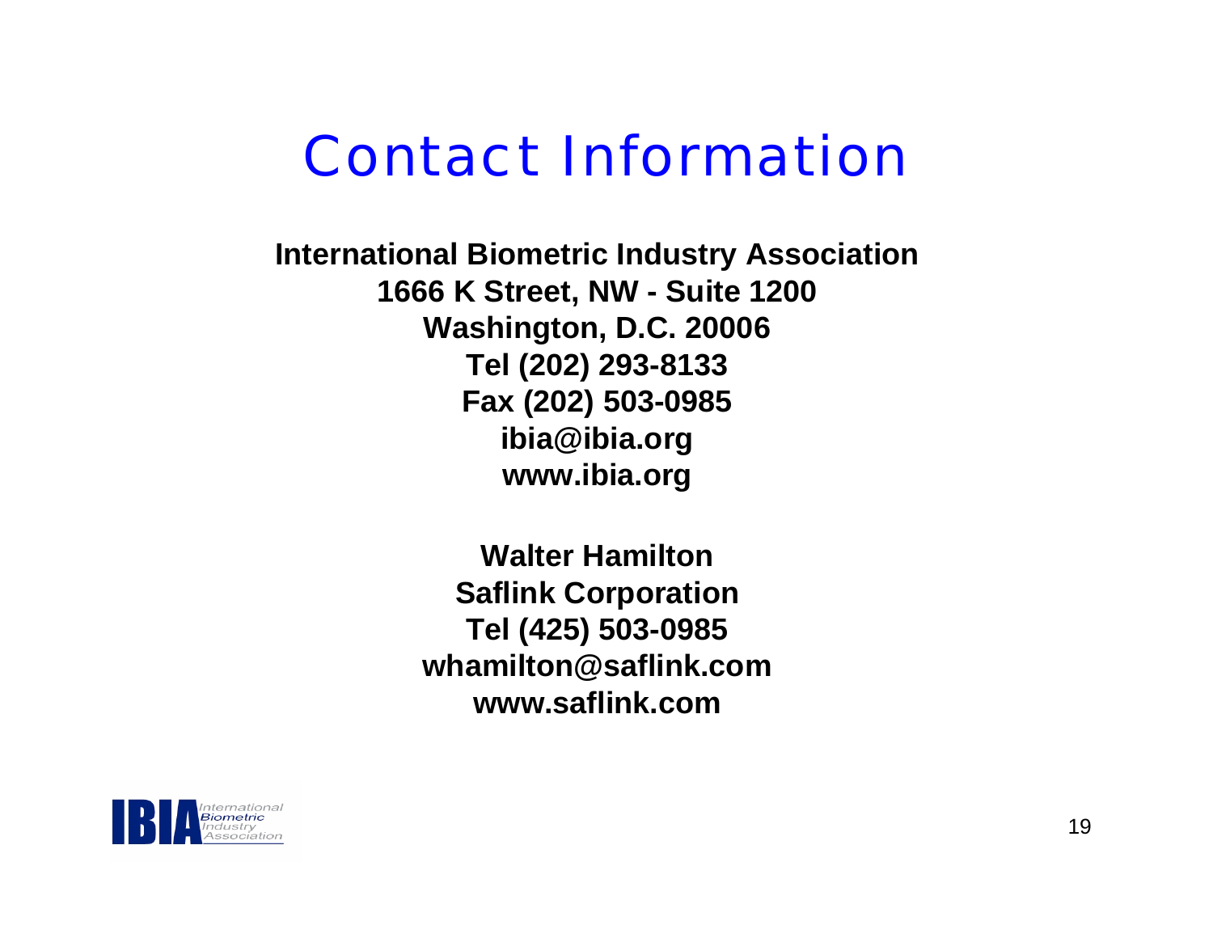# Contact Information

**International Biometric Industry Association**
**1666 K Street, NW - Suite 1200**
**Washington, D.C. 20006**
**Tel (202) 293-8133**
**Fax (202) 503-0985**
**ibia@ibia.org**
**www.ibia.org**

**Walter Hamilton**
**Saflink Corporation**
**Tel (425) 503-0985**
**whamilton@saflink.com**
**www.saflink.com**

IBIA International Biometric Industry Association